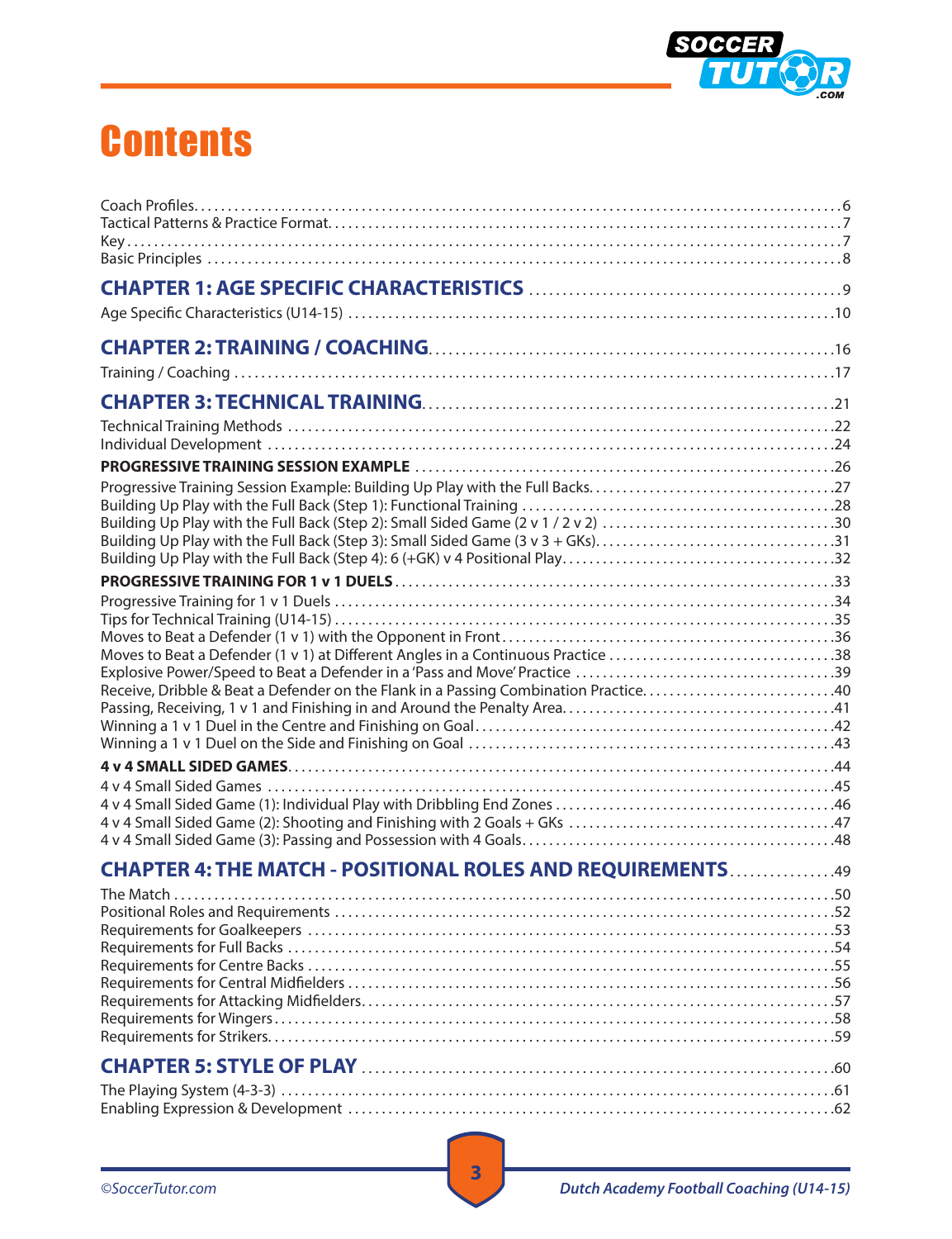# Contents

Coach Profiles....6
Tactical Patterns & Practice Format....7
Key....7
Basic Principles....8

## CHAPTER 1: AGE SPECIFIC CHARACTERISTICS ....9

Age Specific Characteristics (U14-15)....10

## CHAPTER 2: TRAINING / COACHING....16

Training / Coaching....17

## CHAPTER 3: TECHNICAL TRAINING....21

Technical Training Methods....22
Individual Development....24

**PROGRESSIVE TRAINING SESSION EXAMPLE**....26

Progressive Training Session Example: Building Up Play with the Full Backs....27
Building Up Play with the Full Back (Step 1): Functional Training....28
Building Up Play with the Full Back (Step 2): Small Sided Game (2 v 1 / 2 v 2)....30
Building Up Play with the Full Back (Step 3): Small Sided Game (3 v 3 + GKs)....31
Building Up Play with the Full Back (Step 4): 6 (+GK) v 4 Positional Play....32

**PROGRESSIVE TRAINING FOR 1 v 1 DUELS**....33

Progressive Training for 1 v 1 Duels....34
Tips for Technical Training (U14-15)....35
Moves to Beat a Defender (1 v 1) with the Opponent in Front....36
Moves to Beat a Defender (1 v 1) at Different Angles in a Continuous Practice....38
Explosive Power/Speed to Beat a Defender in a 'Pass and Move' Practice....39
Receive, Dribble & Beat a Defender on the Flank in a Passing Combination Practice....40
Passing, Receiving, 1 v 1 and Finishing in and Around the Penalty Area....41
Winning a 1 v 1 Duel in the Centre and Finishing on Goal....42
Winning a 1 v 1 Duel on the Side and Finishing on Goal....43

**4 v 4 SMALL SIDED GAMES**....44

4 v 4 Small Sided Games....45
4 v 4 Small Sided Game (1): Individual Play with Dribbling End Zones....46
4 v 4 Small Sided Game (2): Shooting and Finishing with 2 Goals + GKs....47
4 v 4 Small Sided Game (3): Passing and Possession with 4 Goals....48

## CHAPTER 4: THE MATCH - POSITIONAL ROLES AND REQUIREMENTS....49

The Match....50
Positional Roles and Requirements....52
Requirements for Goalkeepers....53
Requirements for Full Backs....54
Requirements for Centre Backs....55
Requirements for Central Midfielders....56
Requirements for Attacking Midfielders....57
Requirements for Wingers....58
Requirements for Strikers....59

## CHAPTER 5: STYLE OF PLAY....60

The Playing System (4-3-3)....61
Enabling Expression & Development....62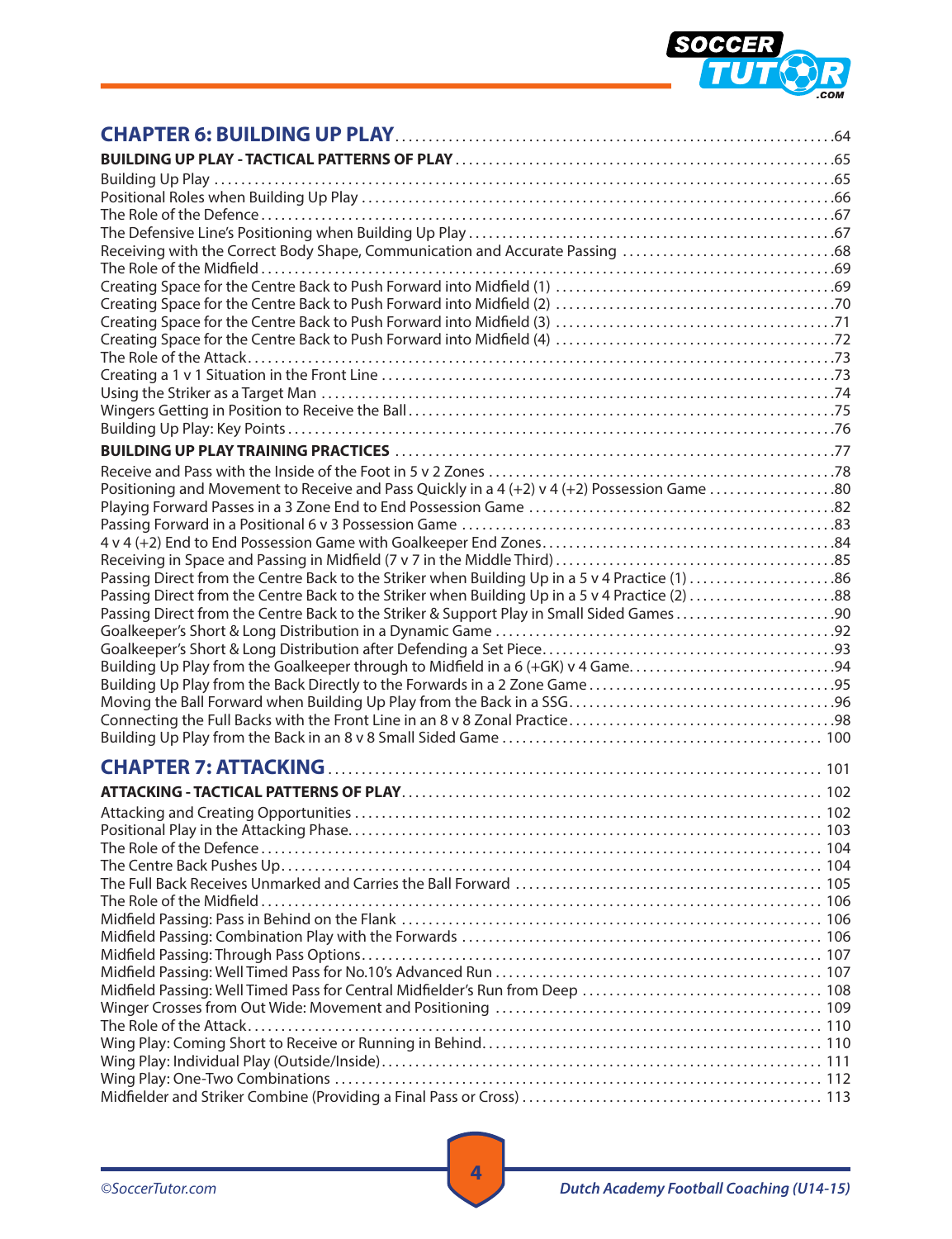## CHAPTER 6: BUILDING UP PLAY ... 64

**BUILDING UP PLAY - TACTICAL PATTERNS OF PLAY** ... 65

Building Up Play ... 65
Positional Roles when Building Up Play ... 66
The Role of the Defence ... 67
The Defensive Line's Positioning when Building Up Play ... 67
Receiving with the Correct Body Shape, Communication and Accurate Passing ... 68
The Role of the Midfield ... 69
Creating Space for the Centre Back to Push Forward into Midfield (1) ... 69
Creating Space for the Centre Back to Push Forward into Midfield (2) ... 70
Creating Space for the Centre Back to Push Forward into Midfield (3) ... 71
Creating Space for the Centre Back to Push Forward into Midfield (4) ... 72
The Role of the Attack ... 73
Creating a 1 v 1 Situation in the Front Line ... 73
Using the Striker as a Target Man ... 74
Wingers Getting in Position to Receive the Ball ... 75
Building Up Play: Key Points ... 76

**BUILDING UP PLAY TRAINING PRACTICES** ... 77

Receive and Pass with the Inside of the Foot in 5 v 2 Zones ... 78
Positioning and Movement to Receive and Pass Quickly in a 4 (+2) v 4 (+2) Possession Game ... 80
Playing Forward Passes in a 3 Zone End to End Possession Game ... 82
Passing Forward in a Positional 6 v 3 Possession Game ... 83
4 v 4 (+2) End to End Possession Game with Goalkeeper End Zones ... 84
Receiving in Space and Passing in Midfield (7 v 7 in the Middle Third) ... 85
Passing Direct from the Centre Back to the Striker when Building Up in a 5 v 4 Practice (1) ... 86
Passing Direct from the Centre Back to the Striker when Building Up in a 5 v 4 Practice (2) ... 88
Passing Direct from the Centre Back to the Striker & Support Play in Small Sided Games ... 90
Goalkeeper's Short & Long Distribution in a Dynamic Game ... 92
Goalkeeper's Short & Long Distribution after Defending a Set Piece ... 93
Building Up Play from the Goalkeeper through to Midfield in a 6 (+GK) v 4 Game ... 94
Building Up Play from the Back Directly to the Forwards in a 2 Zone Game ... 95
Moving the Ball Forward when Building Up Play from the Back in a SSG ... 96
Connecting the Full Backs with the Front Line in an 8 v 8 Zonal Practice ... 98
Building Up Play from the Back in an 8 v 8 Small Sided Game ... 100

## CHAPTER 7: ATTACKING ... 101

**ATTACKING - TACTICAL PATTERNS OF PLAY** ... 102

Attacking and Creating Opportunities ... 102
Positional Play in the Attacking Phase ... 103
The Role of the Defence ... 104
The Centre Back Pushes Up ... 104
The Full Back Receives Unmarked and Carries the Ball Forward ... 105
The Role of the Midfield ... 106
Midfield Passing: Pass in Behind on the Flank ... 106
Midfield Passing: Combination Play with the Forwards ... 106
Midfield Passing: Through Pass Options ... 107
Midfield Passing: Well Timed Pass for No.10's Advanced Run ... 107
Midfield Passing: Well Timed Pass for Central Midfielder's Run from Deep ... 108
Winger Crosses from Out Wide: Movement and Positioning ... 109
The Role of the Attack ... 110
Wing Play: Coming Short to Receive or Running in Behind ... 110
Wing Play: Individual Play (Outside/Inside) ... 111
Wing Play: One-Two Combinations ... 112
Midfielder and Striker Combine (Providing a Final Pass or Cross) ... 113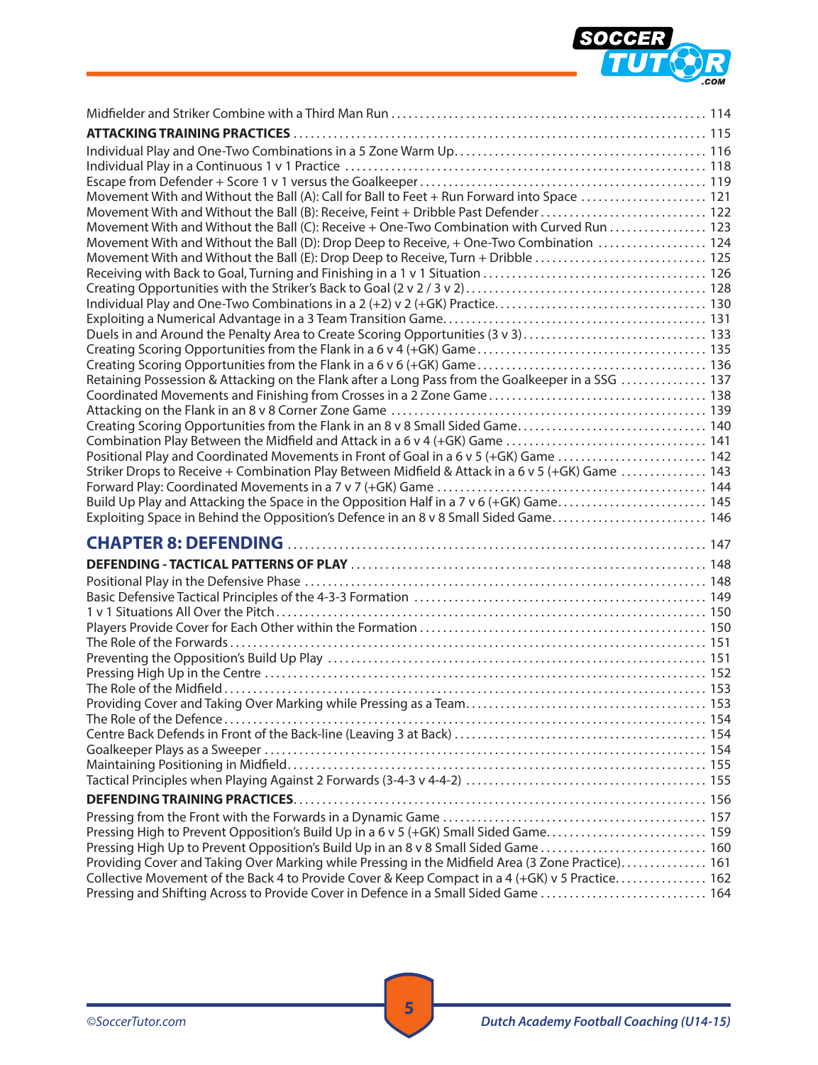Midfielder and Striker Combine with a Third Man Run ........................................................ 114

**ATTACKING TRAINING PRACTICES** ........................................................ 115

Individual Play and One-Two Combinations in a 5 Zone Warm Up........................................................ 116
Individual Play in a Continuous 1 v 1 Practice ........................................................ 118
Escape from Defender + Score 1 v 1 versus the Goalkeeper........................................................ 119
Movement With and Without the Ball (A): Call for Ball to Feet + Run Forward into Space ........................ 121
Movement With and Without the Ball (B): Receive, Feint + Dribble Past Defender............................ 122
Movement With and Without the Ball (C): Receive + One-Two Combination with Curved Run ................. 123
Movement With and Without the Ball (D): Drop Deep to Receive, + One-Two Combination .................. 124
Movement With and Without the Ball (E): Drop Deep to Receive, Turn + Dribble .............................. 125
Receiving with Back to Goal, Turning and Finishing in a 1 v 1 Situation ....................................... 126
Creating Opportunities with the Striker's Back to Goal (2 v 2 / 3 v 2).......................................... 128
Individual Play and One-Two Combinations in a 2 (+2) v 2 (+GK) Practice.................................... 130
Exploiting a Numerical Advantage in a 3 Team Transition Game.............................................. 131
Duels in and Around the Penalty Area to Create Scoring Opportunities (3 v 3)................................ 133
Creating Scoring Opportunities from the Flank in a 6 v 4 (+GK) Game ........................................ 135
Creating Scoring Opportunities from the Flank in a 6 v 6 (+GK) Game ........................................ 136
Retaining Possession & Attacking on the Flank after a Long Pass from the Goalkeeper in a SSG ............... 137
Coordinated Movements and Finishing from Crosses in a 2 Zone Game ...................................... 138
Attacking on the Flank in an 8 v 8 Corner Zone Game ...................................................... 139
Creating Scoring Opportunities from the Flank in an 8 v 8 Small Sided Game................................. 140
Combination Play Between the Midfield and Attack in a 6 v 4 (+GK) Game ................................... 141
Positional Play and Coordinated Movements in Front of Goal in a 6 v 5 (+GK) Game .......................... 142
Striker Drops to Receive + Combination Play Between Midfield & Attack in a 6 v 5 (+GK) Game ............... 143
Forward Play: Coordinated Movements in a 7 v 7 (+GK) Game ............................................... 144
Build Up Play and Attacking the Space in the Opposition Half in a 7 v 6 (+GK) Game.......................... 145
Exploiting Space in Behind the Opposition's Defence in an 8 v 8 Small Sided Game........................... 146

## CHAPTER 8: DEFENDING ........................................................ 147

**DEFENDING - TACTICAL PATTERNS OF PLAY** ........................................................ 148

Positional Play in the Defensive Phase ........................................................ 148
Basic Defensive Tactical Principles of the 4-3-3 Formation ........................................................ 149
1 v 1 Situations All Over the Pitch........................................................ 150
Players Provide Cover for Each Other within the Formation ........................................................ 150
The Role of the Forwards........................................................ 151
Preventing the Opposition's Build Up Play ........................................................ 151
Pressing High Up in the Centre ........................................................ 152
The Role of the Midfield........................................................ 153
Providing Cover and Taking Over Marking while Pressing as a Team.......................................... 153
The Role of the Defence........................................................ 154
Centre Back Defends in Front of the Back-line (Leaving 3 at Back) ........................................... 154
Goalkeeper Plays as a Sweeper ........................................................ 154
Maintaining Positioning in Midfield........................................................ 155
Tactical Principles when Playing Against 2 Forwards (3-4-3 v 4-4-2) ......................................... 155

**DEFENDING TRAINING PRACTICES**........................................................ 156

Pressing from the Front with the Forwards in a Dynamic Game ............................................. 157
Pressing High to Prevent Opposition's Build Up in a 6 v 5 (+GK) Small Sided Game............................ 159
Pressing High Up to Prevent Opposition's Build Up in an 8 v 8 Small Sided Game ............................ 160
Providing Cover and Taking Over Marking while Pressing in the Midfield Area (3 Zone Practice)............... 161
Collective Movement of the Back 4 to Provide Cover & Keep Compact in a 4 (+GK) v 5 Practice................ 162
Pressing and Shifting Across to Provide Cover in Defence in a Small Sided Game ............................ 164